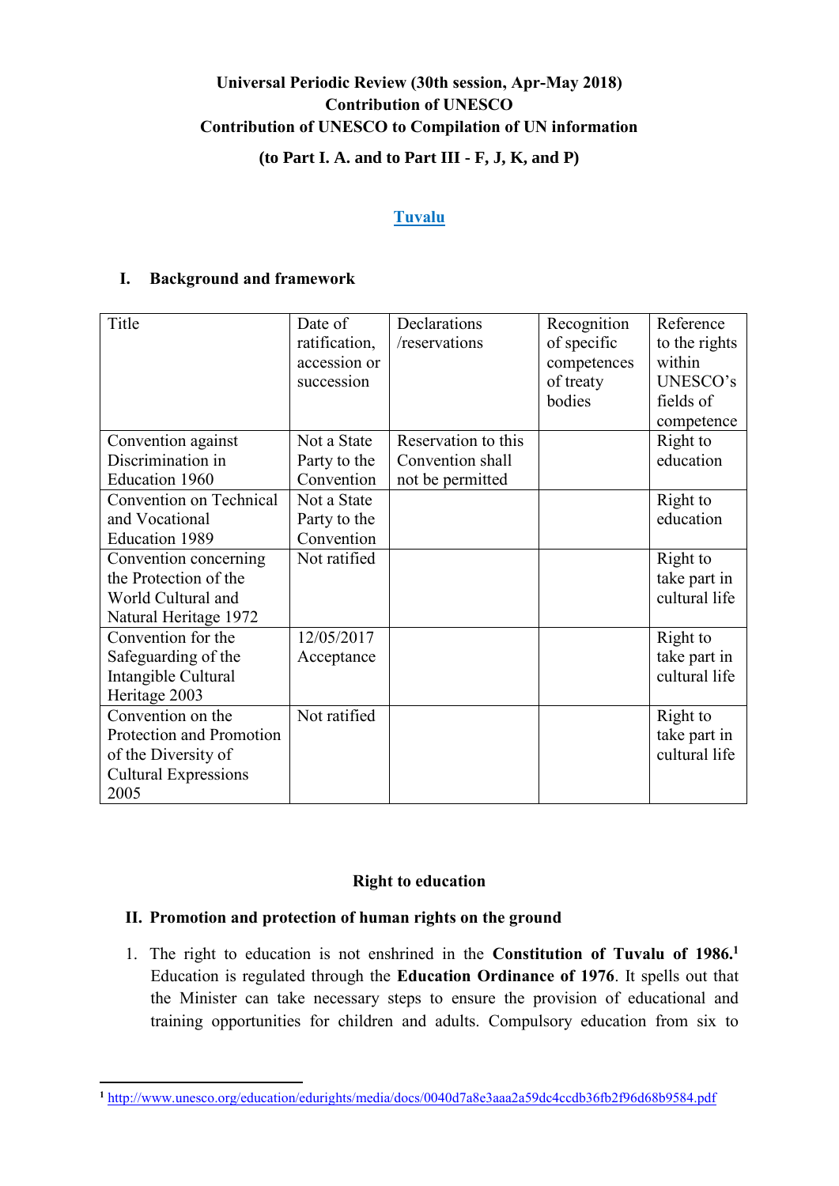**Universal Periodic Review (30th session, Apr-May 2018)**
**Contribution of UNESCO**
**Contribution of UNESCO to Compilation of UN information**

**(to Part I. A. and to Part III - F, J, K, and P)**

**Tuvalu**

## I. Background and framework

| Title | Date of ratification, accession or succession | Declarations /reservations | Recognition of specific competences of treaty bodies | Reference to the rights within UNESCO's fields of competence |
|---|---|---|---|---|
| Convention against Discrimination in Education 1960 | Not a State Party to the Convention | Reservation to this Convention shall not be permitted | | Right to education |
| Convention on Technical and Vocational Education 1989 | Not a State Party to the Convention | | | Right to education |
| Convention concerning the Protection of the World Cultural and Natural Heritage 1972 | Not ratified | | | Right to take part in cultural life |
| Convention for the Safeguarding of the Intangible Cultural Heritage 2003 | 12/05/2017 Acceptance | | | Right to take part in cultural life |
| Convention on the Protection and Promotion of the Diversity of Cultural Expressions 2005 | Not ratified | | | Right to take part in cultural life |

**Right to education**

## II. Promotion and protection of human rights on the ground

1. The right to education is not enshrined in the **Constitution of Tuvalu of 1986.**[1] Education is regulated through the **Education Ordinance of 1976**. It spells out that the Minister can take necessary steps to ensure the provision of educational and training opportunities for children and adults. Compulsory education from six to

[1] http://www.unesco.org/education/edurights/media/docs/0040d7a8e3aaa2a59dc4ccdb36fb2f96d68b9584.pdf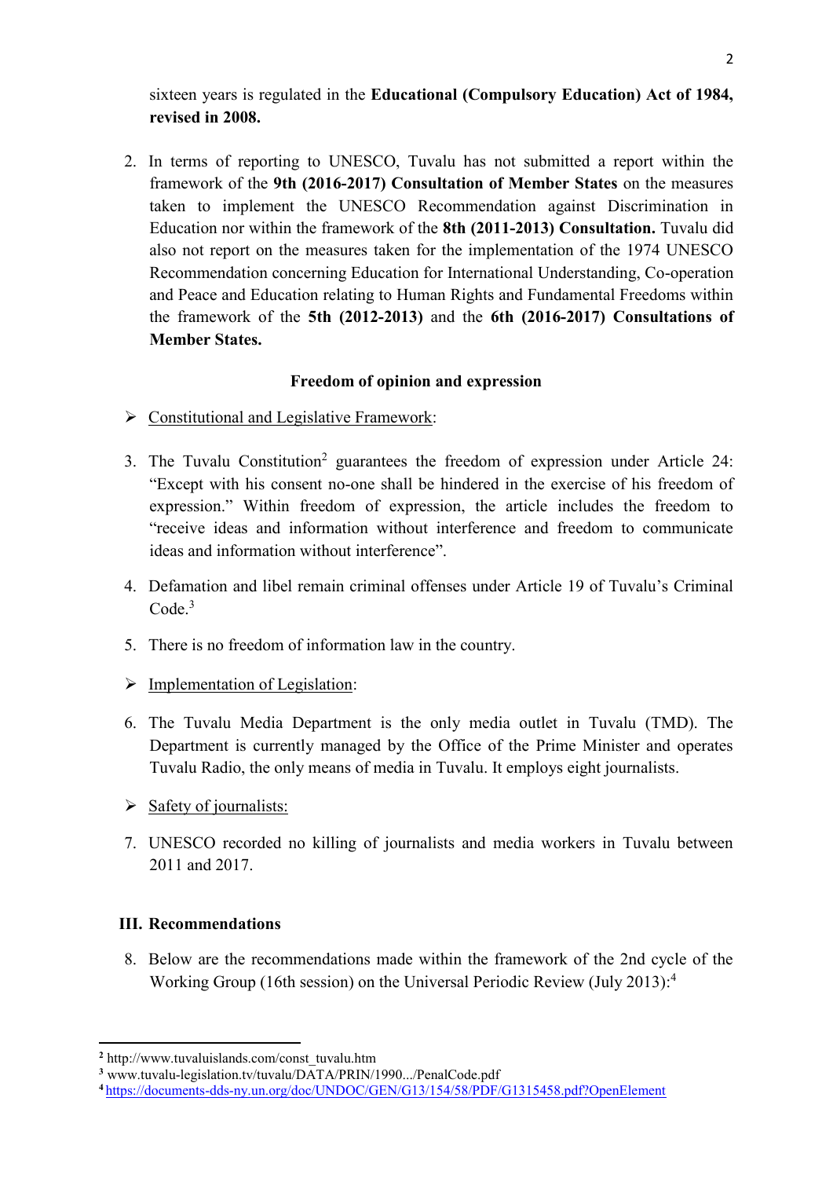sixteen years is regulated in the **Educational (Compulsory Education) Act of 1984, revised in 2008.**

2. In terms of reporting to UNESCO, Tuvalu has not submitted a report within the framework of the **9th (2016-2017) Consultation of Member States** on the measures taken to implement the UNESCO Recommendation against Discrimination in Education nor within the framework of the **8th (2011-2013) Consultation.** Tuvalu did also not report on the measures taken for the implementation of the 1974 UNESCO Recommendation concerning Education for International Understanding, Co-operation and Peace and Education relating to Human Rights and Fundamental Freedoms within the framework of the **5th (2012-2013)** and the **6th (2016-2017) Consultations of Member States.**

**Freedom of opinion and expression**

- Constitutional and Legislative Framework:

3. The Tuvalu Constitution[2] guarantees the freedom of expression under Article 24: "Except with his consent no-one shall be hindered in the exercise of his freedom of expression." Within freedom of expression, the article includes the freedom to "receive ideas and information without interference and freedom to communicate ideas and information without interference".

4. Defamation and libel remain criminal offenses under Article 19 of Tuvalu's Criminal Code.[3]

5. There is no freedom of information law in the country.

- Implementation of Legislation:

6. The Tuvalu Media Department is the only media outlet in Tuvalu (TMD). The Department is currently managed by the Office of the Prime Minister and operates Tuvalu Radio, the only means of media in Tuvalu. It employs eight journalists.

- Safety of journalists:

7. UNESCO recorded no killing of journalists and media workers in Tuvalu between 2011 and 2017.

## III. Recommendations

8. Below are the recommendations made within the framework of the 2nd cycle of the Working Group (16th session) on the Universal Periodic Review (July 2013):[4]

---

[2] http://www.tuvaluislands.com/const_tuvalu.htm

[3] www.tuvalu-legislation.tv/tuvalu/DATA/PRIN/1990.../PenalCode.pdf

[4] https://documents-dds-ny.un.org/doc/UNDOC/GEN/G13/154/58/PDF/G1315458.pdf?OpenElement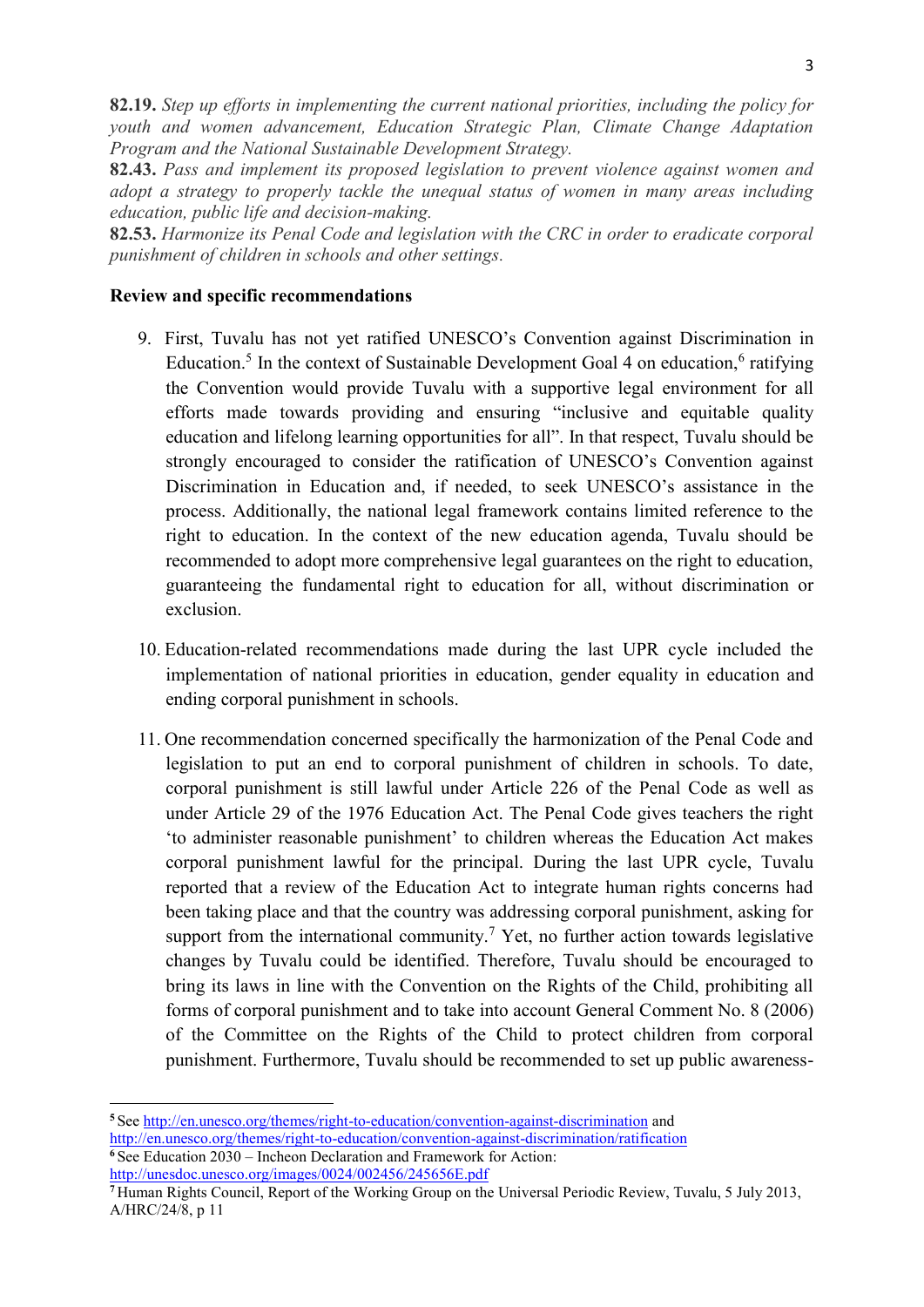**82.19.** *Step up efforts in implementing the current national priorities, including the policy for youth and women advancement, Education Strategic Plan, Climate Change Adaptation Program and the National Sustainable Development Strategy.*

**82.43.** *Pass and implement its proposed legislation to prevent violence against women and adopt a strategy to properly tackle the unequal status of women in many areas including education, public life and decision-making.*

**82.53.** *Harmonize its Penal Code and legislation with the CRC in order to eradicate corporal punishment of children in schools and other settings.*

**Review and specific recommendations**

9. First, Tuvalu has not yet ratified UNESCO's Convention against Discrimination in Education.[5] In the context of Sustainable Development Goal 4 on education,[6] ratifying the Convention would provide Tuvalu with a supportive legal environment for all efforts made towards providing and ensuring "inclusive and equitable quality education and lifelong learning opportunities for all". In that respect, Tuvalu should be strongly encouraged to consider the ratification of UNESCO's Convention against Discrimination in Education and, if needed, to seek UNESCO's assistance in the process. Additionally, the national legal framework contains limited reference to the right to education. In the context of the new education agenda, Tuvalu should be recommended to adopt more comprehensive legal guarantees on the right to education, guaranteeing the fundamental right to education for all, without discrimination or exclusion.

10. Education-related recommendations made during the last UPR cycle included the implementation of national priorities in education, gender equality in education and ending corporal punishment in schools.

11. One recommendation concerned specifically the harmonization of the Penal Code and legislation to put an end to corporal punishment of children in schools. To date, corporal punishment is still lawful under Article 226 of the Penal Code as well as under Article 29 of the 1976 Education Act. The Penal Code gives teachers the right 'to administer reasonable punishment' to children whereas the Education Act makes corporal punishment lawful for the principal. During the last UPR cycle, Tuvalu reported that a review of the Education Act to integrate human rights concerns had been taking place and that the country was addressing corporal punishment, asking for support from the international community.[7] Yet, no further action towards legislative changes by Tuvalu could be identified. Therefore, Tuvalu should be encouraged to bring its laws in line with the Convention on the Rights of the Child, prohibiting all forms of corporal punishment and to take into account General Comment No. 8 (2006) of the Committee on the Rights of the Child to protect children from corporal punishment. Furthermore, Tuvalu should be recommended to set up public awareness-

---

[5] See http://en.unesco.org/themes/right-to-education/convention-against-discrimination and http://en.unesco.org/themes/right-to-education/convention-against-discrimination/ratification

[6] See Education 2030 – Incheon Declaration and Framework for Action: http://unesdoc.unesco.org/images/0024/002456/245656E.pdf

[7] Human Rights Council, Report of the Working Group on the Universal Periodic Review, Tuvalu, 5 July 2013, A/HRC/24/8, p 11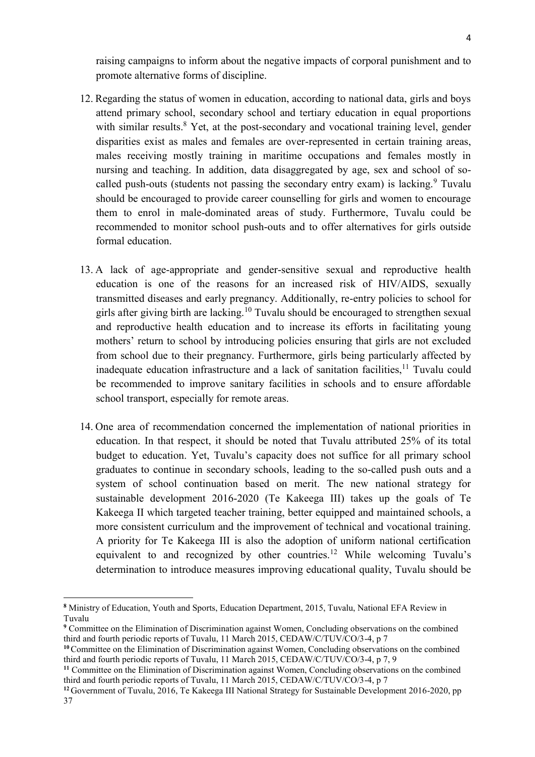raising campaigns to inform about the negative impacts of corporal punishment and to promote alternative forms of discipline.

12. Regarding the status of women in education, according to national data, girls and boys attend primary school, secondary school and tertiary education in equal proportions with similar results.[8] Yet, at the post-secondary and vocational training level, gender disparities exist as males and females are over-represented in certain training areas, males receiving mostly training in maritime occupations and females mostly in nursing and teaching. In addition, data disaggregated by age, sex and school of so-called push-outs (students not passing the secondary entry exam) is lacking.[9] Tuvalu should be encouraged to provide career counselling for girls and women to encourage them to enrol in male-dominated areas of study. Furthermore, Tuvalu could be recommended to monitor school push-outs and to offer alternatives for girls outside formal education.

13. A lack of age-appropriate and gender-sensitive sexual and reproductive health education is one of the reasons for an increased risk of HIV/AIDS, sexually transmitted diseases and early pregnancy. Additionally, re-entry policies to school for girls after giving birth are lacking.[10] Tuvalu should be encouraged to strengthen sexual and reproductive health education and to increase its efforts in facilitating young mothers' return to school by introducing policies ensuring that girls are not excluded from school due to their pregnancy. Furthermore, girls being particularly affected by inadequate education infrastructure and a lack of sanitation facilities,[11] Tuvalu could be recommended to improve sanitary facilities in schools and to ensure affordable school transport, especially for remote areas.

14. One area of recommendation concerned the implementation of national priorities in education. In that respect, it should be noted that Tuvalu attributed 25% of its total budget to education. Yet, Tuvalu's capacity does not suffice for all primary school graduates to continue in secondary schools, leading to the so-called push outs and a system of school continuation based on merit. The new national strategy for sustainable development 2016-2020 (Te Kakeega III) takes up the goals of Te Kakeega II which targeted teacher training, better equipped and maintained schools, a more consistent curriculum and the improvement of technical and vocational training. A priority for Te Kakeega III is also the adoption of uniform national certification equivalent to and recognized by other countries.[12] While welcoming Tuvalu's determination to introduce measures improving educational quality, Tuvalu should be

---

[8] Ministry of Education, Youth and Sports, Education Department, 2015, Tuvalu, National EFA Review in Tuvalu

[9] Committee on the Elimination of Discrimination against Women, Concluding observations on the combined third and fourth periodic reports of Tuvalu, 11 March 2015, CEDAW/C/TUV/CO/3-4, p 7

[10] Committee on the Elimination of Discrimination against Women, Concluding observations on the combined third and fourth periodic reports of Tuvalu, 11 March 2015, CEDAW/C/TUV/CO/3-4, p 7, 9

[11] Committee on the Elimination of Discrimination against Women, Concluding observations on the combined third and fourth periodic reports of Tuvalu, 11 March 2015, CEDAW/C/TUV/CO/3-4, p 7

[12] Government of Tuvalu, 2016, Te Kakeega III National Strategy for Sustainable Development 2016-2020, pp 37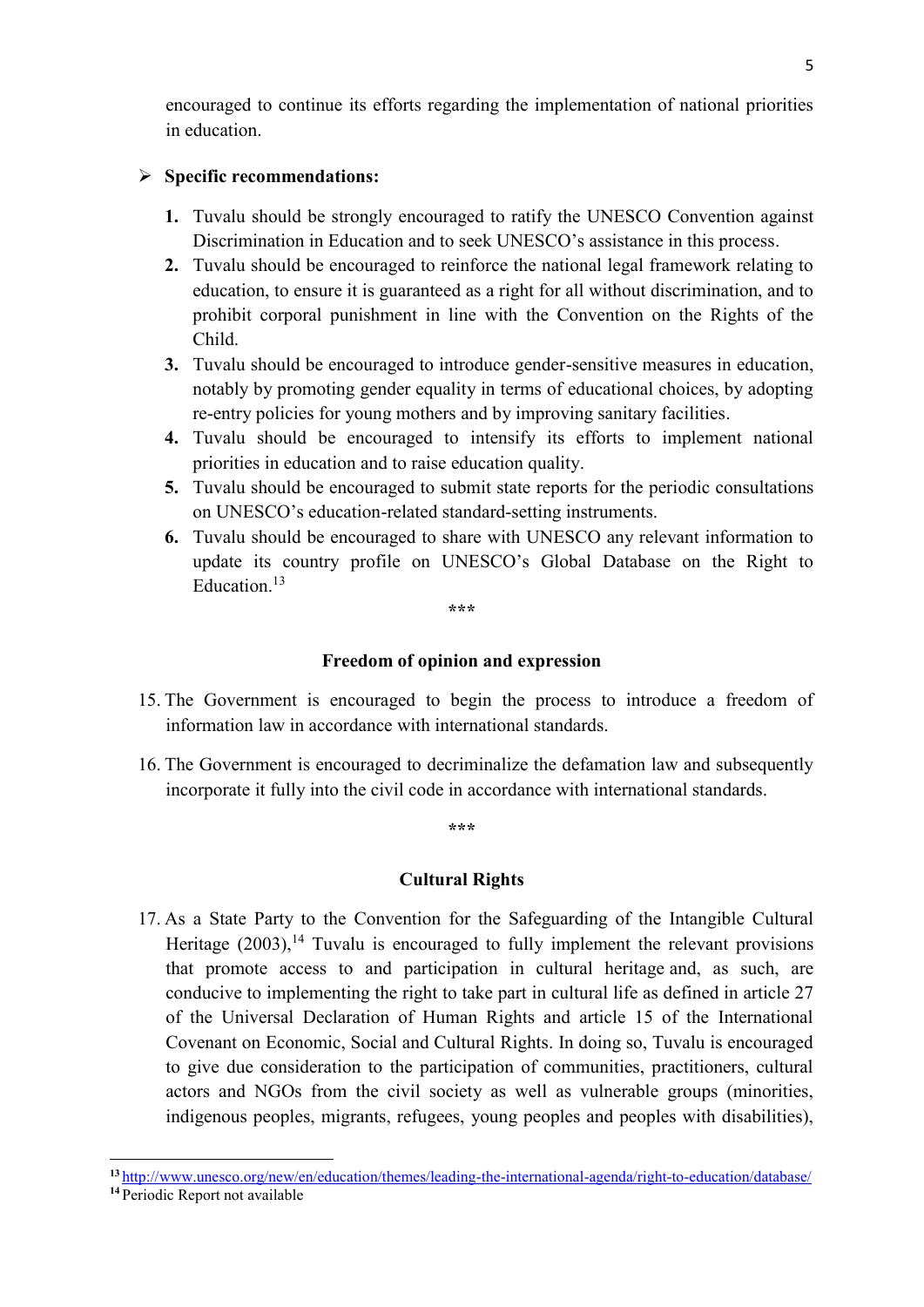encouraged to continue its efforts regarding the implementation of national priorities in education.

- **Specific recommendations:**

  1. Tuvalu should be strongly encouraged to ratify the UNESCO Convention against Discrimination in Education and to seek UNESCO's assistance in this process.
  2. Tuvalu should be encouraged to reinforce the national legal framework relating to education, to ensure it is guaranteed as a right for all without discrimination, and to prohibit corporal punishment in line with the Convention on the Rights of the Child.
  3. Tuvalu should be encouraged to introduce gender-sensitive measures in education, notably by promoting gender equality in terms of educational choices, by adopting re-entry policies for young mothers and by improving sanitary facilities.
  4. Tuvalu should be encouraged to intensify its efforts to implement national priorities in education and to raise education quality.
  5. Tuvalu should be encouraged to submit state reports for the periodic consultations on UNESCO's education-related standard-setting instruments.
  6. Tuvalu should be encouraged to share with UNESCO any relevant information to update its country profile on UNESCO's Global Database on the Right to Education.[13]

\*\*\*

### Freedom of opinion and expression

15. The Government is encouraged to begin the process to introduce a freedom of information law in accordance with international standards.

16. The Government is encouraged to decriminalize the defamation law and subsequently incorporate it fully into the civil code in accordance with international standards.

\*\*\*

### Cultural Rights

17. As a State Party to the Convention for the Safeguarding of the Intangible Cultural Heritage (2003),[14] Tuvalu is encouraged to fully implement the relevant provisions that promote access to and participation in cultural heritage and, as such, are conducive to implementing the right to take part in cultural life as defined in article 27 of the Universal Declaration of Human Rights and article 15 of the International Covenant on Economic, Social and Cultural Rights. In doing so, Tuvalu is encouraged to give due consideration to the participation of communities, practitioners, cultural actors and NGOs from the civil society as well as vulnerable groups (minorities, indigenous peoples, migrants, refugees, young peoples and peoples with disabilities),

---

[13] http://www.unesco.org/new/en/education/themes/leading-the-international-agenda/right-to-education/database/

[14] Periodic Report not available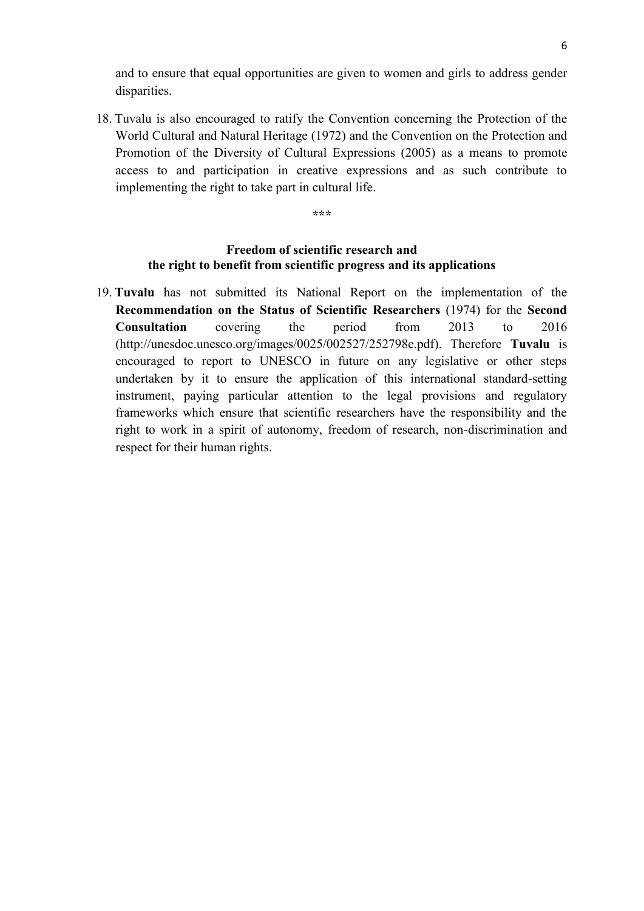and to ensure that equal opportunities are given to women and girls to address gender disparities.

18. Tuvalu is also encouraged to ratify the Convention concerning the Protection of the World Cultural and Natural Heritage (1972) and the Convention on the Protection and Promotion of the Diversity of Cultural Expressions (2005) as a means to promote access to and participation in creative expressions and as such contribute to implementing the right to take part in cultural life.

***

### Freedom of scientific research and the right to benefit from scientific progress and its applications

19. **Tuvalu** has not submitted its National Report on the implementation of the **Recommendation on the Status of Scientific Researchers** (1974) for the **Second Consultation** covering the period from 2013 to 2016 (http://unesdoc.unesco.org/images/0025/002527/252798e.pdf). Therefore **Tuvalu** is encouraged to report to UNESCO in future on any legislative or other steps undertaken by it to ensure the application of this international standard-setting instrument, paying particular attention to the legal provisions and regulatory frameworks which ensure that scientific researchers have the responsibility and the right to work in a spirit of autonomy, freedom of research, non-discrimination and respect for their human rights.